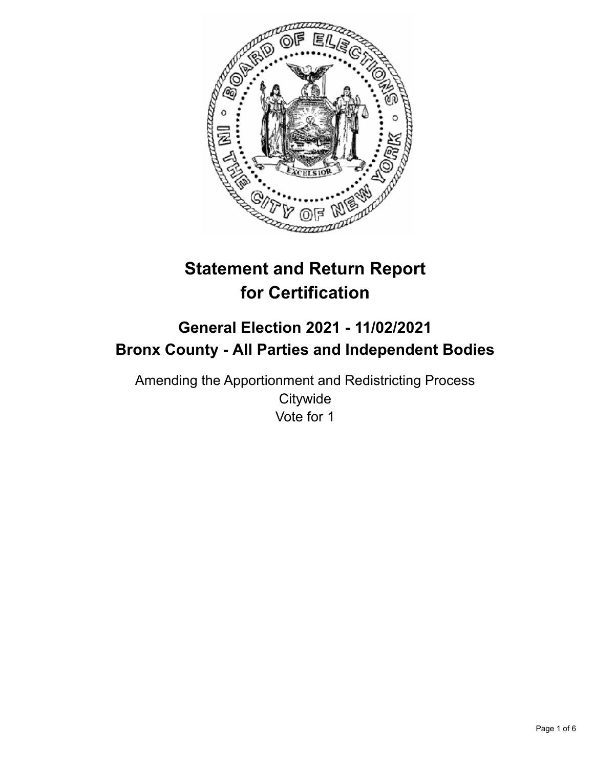# Statement and Return Report for Certification

## General Election 2021 - 11/02/2021
## Bronx County - All Parties and Independent Bodies

Amending the Apportionment and Redistricting Process
Citywide
Vote for 1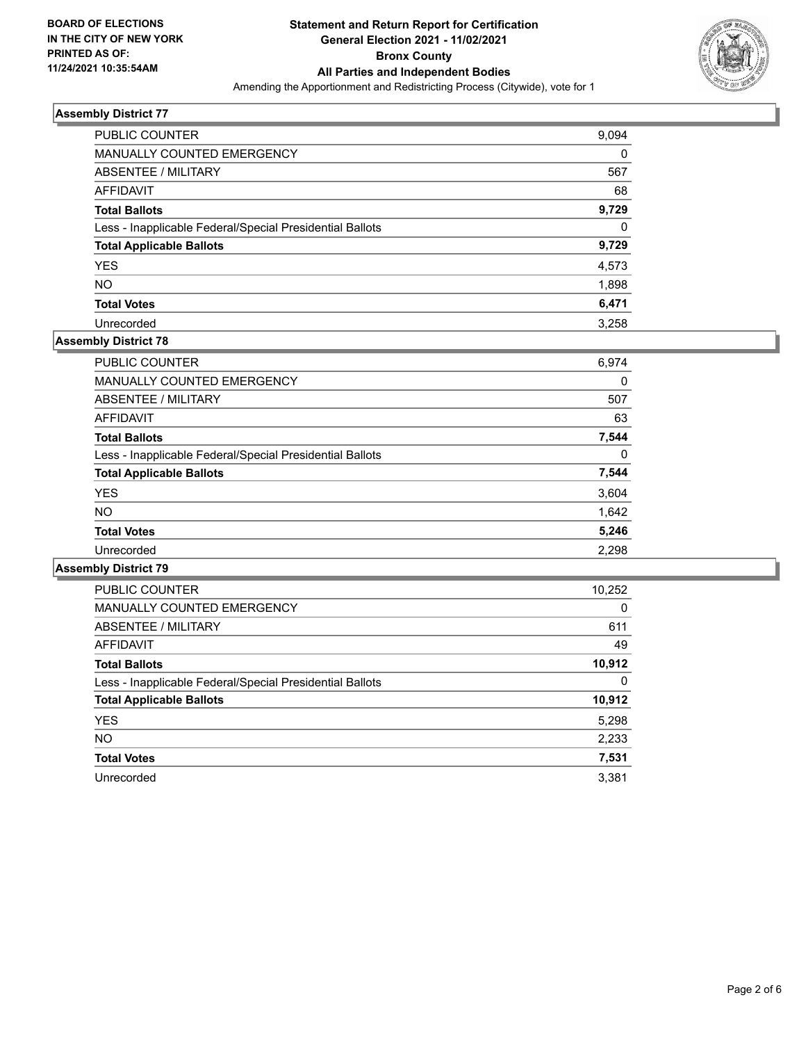**BOARD OF ELECTIONS IN THE CITY OF NEW YORK PRINTED AS OF: 11/24/2021 10:35:54AM**

**Statement and Return Report for Certification General Election 2021 - 11/02/2021 Bronx County All Parties and Independent Bodies**

Amending the Apportionment and Redistricting Process (Citywide), vote for 1

### Assembly District 77

| | |
|---|---|
| PUBLIC COUNTER | 9,094 |
| MANUALLY COUNTED EMERGENCY | 0 |
| ABSENTEE / MILITARY | 567 |
| AFFIDAVIT | 68 |
| **Total Ballots** | **9,729** |
| Less - Inapplicable Federal/Special Presidential Ballots | 0 |
| **Total Applicable Ballots** | **9,729** |
| YES | 4,573 |
| NO | 1,898 |
| **Total Votes** | **6,471** |
| Unrecorded | 3,258 |

### Assembly District 78

| | |
|---|---|
| PUBLIC COUNTER | 6,974 |
| MANUALLY COUNTED EMERGENCY | 0 |
| ABSENTEE / MILITARY | 507 |
| AFFIDAVIT | 63 |
| **Total Ballots** | **7,544** |
| Less - Inapplicable Federal/Special Presidential Ballots | 0 |
| **Total Applicable Ballots** | **7,544** |
| YES | 3,604 |
| NO | 1,642 |
| **Total Votes** | **5,246** |
| Unrecorded | 2,298 |

### Assembly District 79

| | |
|---|---|
| PUBLIC COUNTER | 10,252 |
| MANUALLY COUNTED EMERGENCY | 0 |
| ABSENTEE / MILITARY | 611 |
| AFFIDAVIT | 49 |
| **Total Ballots** | **10,912** |
| Less - Inapplicable Federal/Special Presidential Ballots | 0 |
| **Total Applicable Ballots** | **10,912** |
| YES | 5,298 |
| NO | 2,233 |
| **Total Votes** | **7,531** |
| Unrecorded | 3,381 |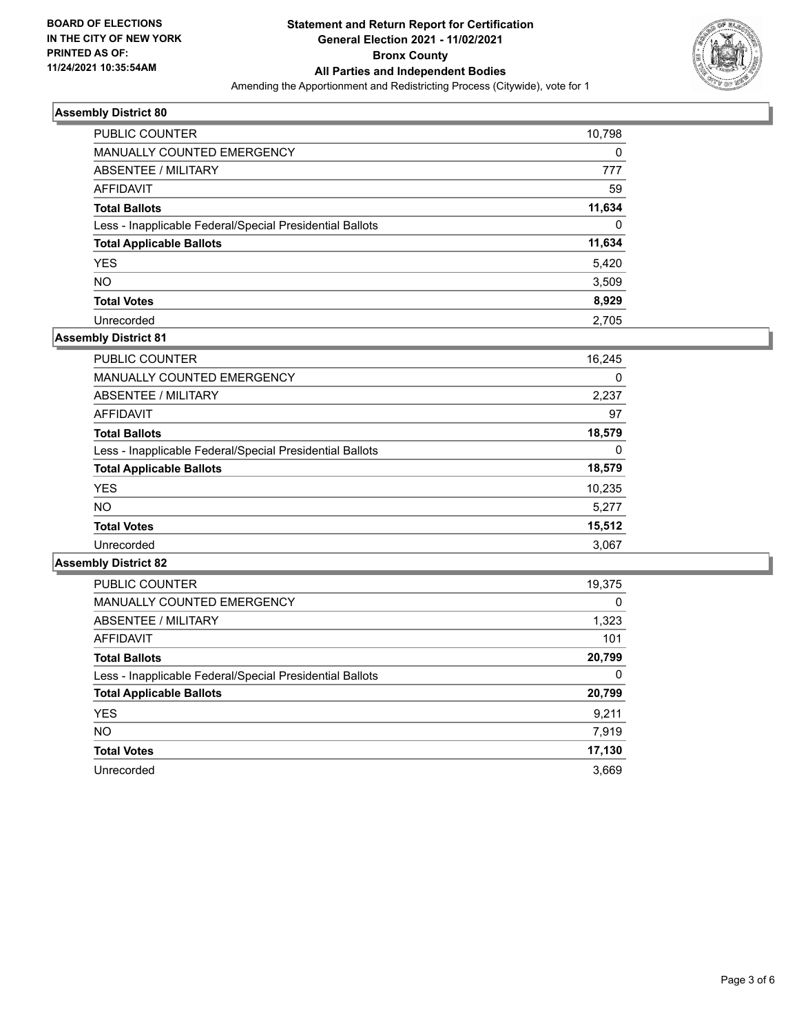**BOARD OF ELECTIONS IN THE CITY OF NEW YORK PRINTED AS OF: 11/24/2021 10:35:54AM**

**Statement and Return Report for Certification General Election 2021 - 11/02/2021 Bronx County All Parties and Independent Bodies**

Amending the Apportionment and Redistricting Process (Citywide), vote for 1

### Assembly District 80

| | |
|---|---|
| PUBLIC COUNTER | 10,798 |
| MANUALLY COUNTED EMERGENCY | 0 |
| ABSENTEE / MILITARY | 777 |
| AFFIDAVIT | 59 |
| **Total Ballots** | **11,634** |
| Less - Inapplicable Federal/Special Presidential Ballots | 0 |
| **Total Applicable Ballots** | **11,634** |
| YES | 5,420 |
| NO | 3,509 |
| **Total Votes** | **8,929** |
| Unrecorded | 2,705 |

### Assembly District 81

| | |
|---|---|
| PUBLIC COUNTER | 16,245 |
| MANUALLY COUNTED EMERGENCY | 0 |
| ABSENTEE / MILITARY | 2,237 |
| AFFIDAVIT | 97 |
| **Total Ballots** | **18,579** |
| Less - Inapplicable Federal/Special Presidential Ballots | 0 |
| **Total Applicable Ballots** | **18,579** |
| YES | 10,235 |
| NO | 5,277 |
| **Total Votes** | **15,512** |
| Unrecorded | 3,067 |

### Assembly District 82

| | |
|---|---|
| PUBLIC COUNTER | 19,375 |
| MANUALLY COUNTED EMERGENCY | 0 |
| ABSENTEE / MILITARY | 1,323 |
| AFFIDAVIT | 101 |
| **Total Ballots** | **20,799** |
| Less - Inapplicable Federal/Special Presidential Ballots | 0 |
| **Total Applicable Ballots** | **20,799** |
| YES | 9,211 |
| NO | 7,919 |
| **Total Votes** | **17,130** |
| Unrecorded | 3,669 |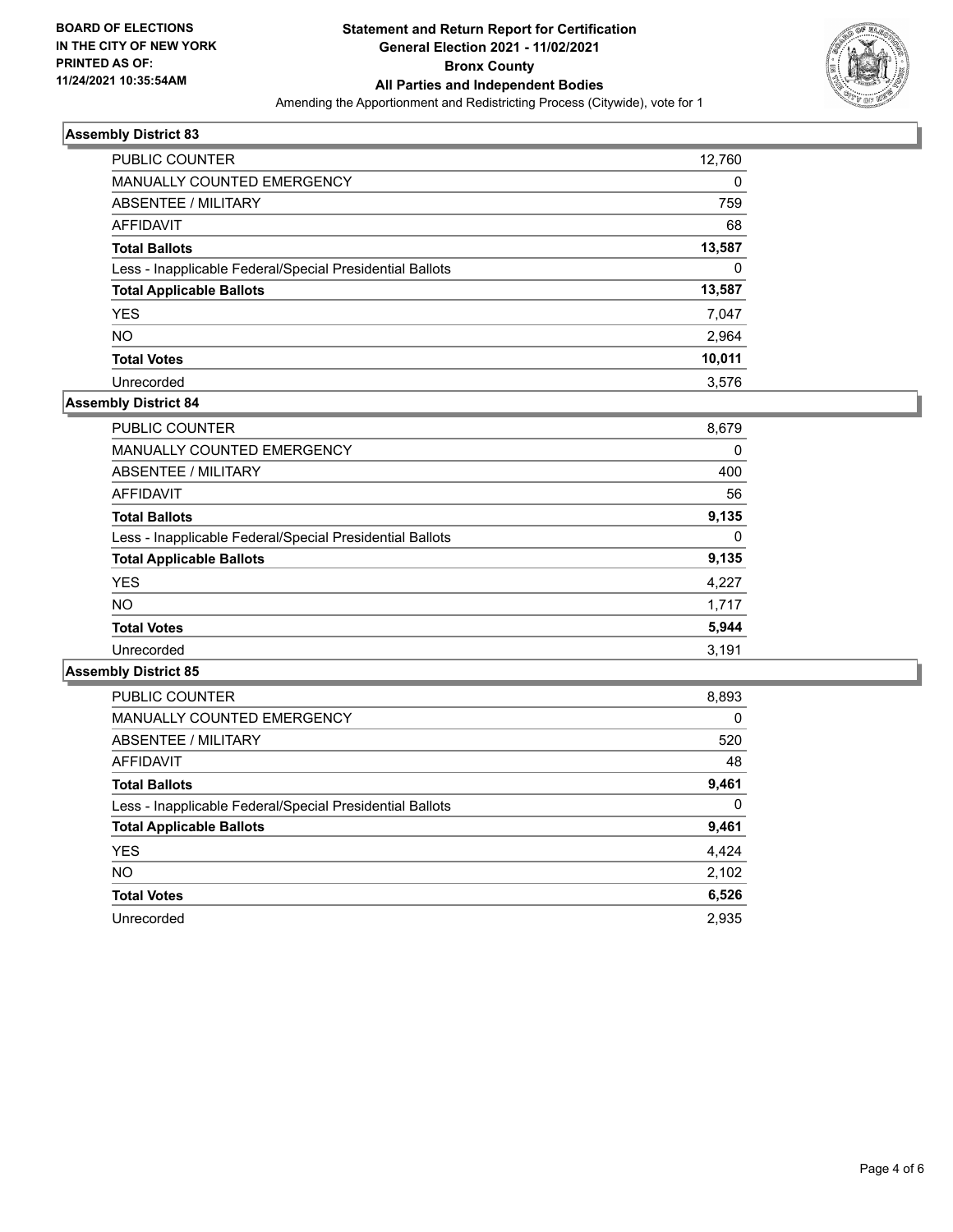BOARD OF ELECTIONS
IN THE CITY OF NEW YORK
PRINTED AS OF:
11/24/2021 10:35:54AM

# Statement and Return Report for Certification
## General Election 2021 - 11/02/2021
## Bronx County
## All Parties and Independent Bodies
Amending the Apportionment and Redistricting Process (Citywide), vote for 1

### Assembly District 83

| | |
|---|---|
| PUBLIC COUNTER | 12,760 |
| MANUALLY COUNTED EMERGENCY | 0 |
| ABSENTEE / MILITARY | 759 |
| AFFIDAVIT | 68 |
| **Total Ballots** | **13,587** |
| Less - Inapplicable Federal/Special Presidential Ballots | 0 |
| **Total Applicable Ballots** | **13,587** |
| YES | 7,047 |
| NO | 2,964 |
| **Total Votes** | **10,011** |
| Unrecorded | 3,576 |

### Assembly District 84

| | |
|---|---|
| PUBLIC COUNTER | 8,679 |
| MANUALLY COUNTED EMERGENCY | 0 |
| ABSENTEE / MILITARY | 400 |
| AFFIDAVIT | 56 |
| **Total Ballots** | **9,135** |
| Less - Inapplicable Federal/Special Presidential Ballots | 0 |
| **Total Applicable Ballots** | **9,135** |
| YES | 4,227 |
| NO | 1,717 |
| **Total Votes** | **5,944** |
| Unrecorded | 3,191 |

### Assembly District 85

| | |
|---|---|
| PUBLIC COUNTER | 8,893 |
| MANUALLY COUNTED EMERGENCY | 0 |
| ABSENTEE / MILITARY | 520 |
| AFFIDAVIT | 48 |
| **Total Ballots** | **9,461** |
| Less - Inapplicable Federal/Special Presidential Ballots | 0 |
| **Total Applicable Ballots** | **9,461** |
| YES | 4,424 |
| NO | 2,102 |
| **Total Votes** | **6,526** |
| Unrecorded | 2,935 |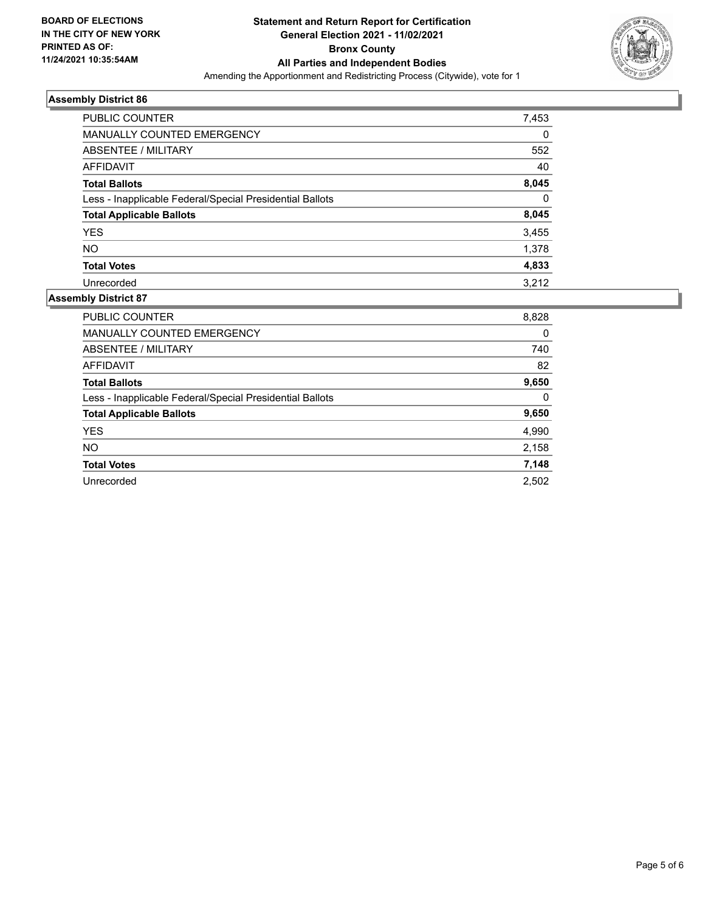**BOARD OF ELECTIONS IN THE CITY OF NEW YORK PRINTED AS OF: 11/24/2021 10:35:54AM**

# Statement and Return Report for Certification
## General Election 2021 - 11/02/2021
## Bronx County
## All Parties and Independent Bodies
Amending the Apportionment and Redistricting Process (Citywide), vote for 1

### Assembly District 86

| | |
|---|---|
| PUBLIC COUNTER | 7,453 |
| MANUALLY COUNTED EMERGENCY | 0 |
| ABSENTEE / MILITARY | 552 |
| AFFIDAVIT | 40 |
| **Total Ballots** | **8,045** |
| Less - Inapplicable Federal/Special Presidential Ballots | 0 |
| **Total Applicable Ballots** | **8,045** |
| YES | 3,455 |
| NO | 1,378 |
| **Total Votes** | **4,833** |
| Unrecorded | 3,212 |

### Assembly District 87

| | |
|---|---|
| PUBLIC COUNTER | 8,828 |
| MANUALLY COUNTED EMERGENCY | 0 |
| ABSENTEE / MILITARY | 740 |
| AFFIDAVIT | 82 |
| **Total Ballots** | **9,650** |
| Less - Inapplicable Federal/Special Presidential Ballots | 0 |
| **Total Applicable Ballots** | **9,650** |
| YES | 4,990 |
| NO | 2,158 |
| **Total Votes** | **7,148** |
| Unrecorded | 2,502 |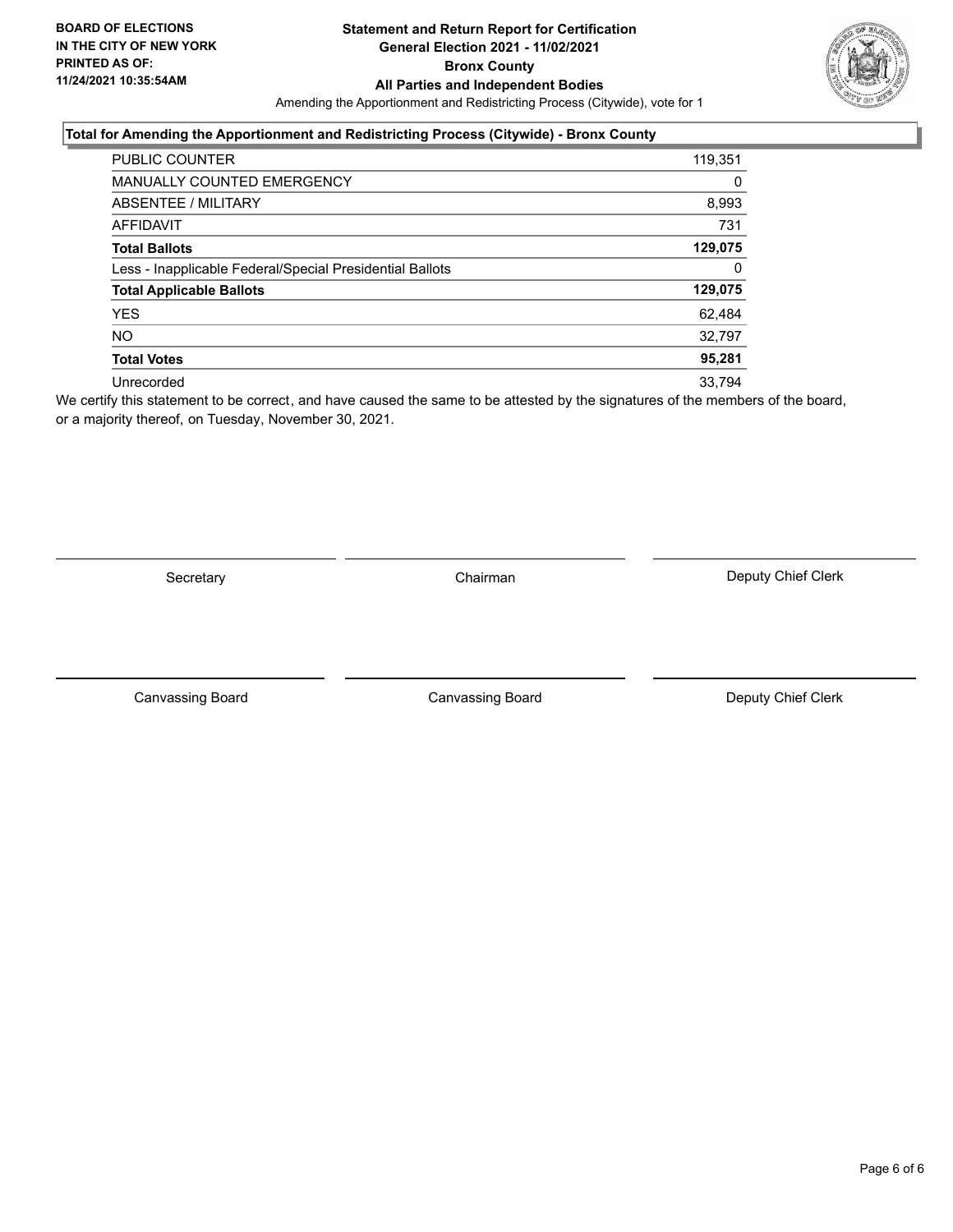**BOARD OF ELECTIONS IN THE CITY OF NEW YORK PRINTED AS OF: 11/24/2021 10:35:54AM**

# Statement and Return Report for Certification General Election 2021 - 11/02/2021 Bronx County All Parties and Independent Bodies

Amending the Apportionment and Redistricting Process (Citywide), vote for 1

## Total for Amending the Apportionment and Redistricting Process (Citywide) - Bronx County

| | |
|---|---|
| PUBLIC COUNTER | 119,351 |
| MANUALLY COUNTED EMERGENCY | 0 |
| ABSENTEE / MILITARY | 8,993 |
| AFFIDAVIT | 731 |
| **Total Ballots** | **129,075** |
| Less - Inapplicable Federal/Special Presidential Ballots | 0 |
| **Total Applicable Ballots** | **129,075** |
| YES | 62,484 |
| NO | 32,797 |
| **Total Votes** | **95,281** |
| Unrecorded | 33,794 |

We certify this statement to be correct, and have caused the same to be attested by the signatures of the members of the board, or a majority thereof, on Tuesday, November 30, 2021.

Secretary | Chairman | Deputy Chief Clerk

Canvassing Board | Canvassing Board | Deputy Chief Clerk